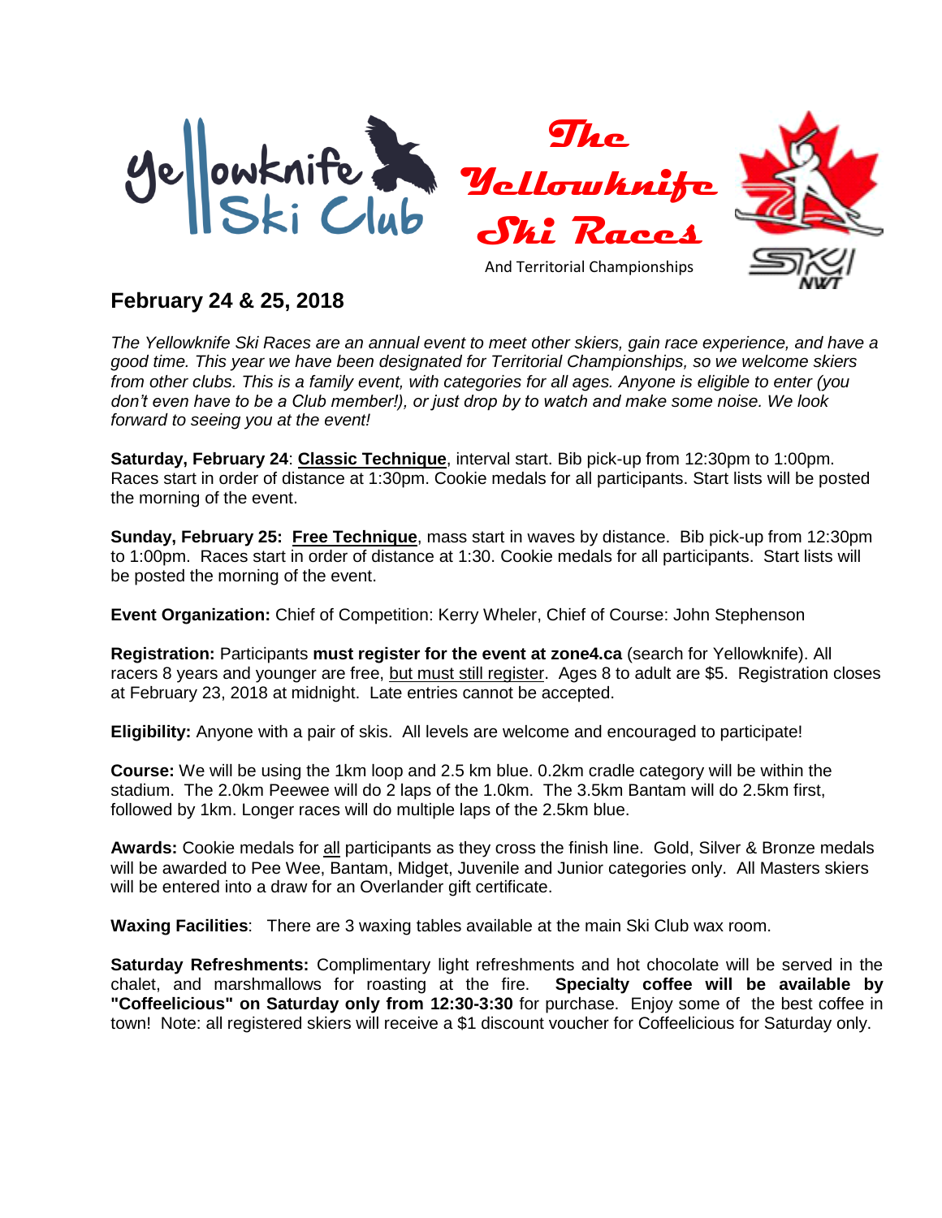Yellowknife Ski Club

# The Yellowknife Ski Races

And Territorial Championships

SKI NWT

## February 24 & 25, 2018

*The Yellowknife Ski Races are an annual event to meet other skiers, gain race experience, and have a good time. This year we have been designated for Territorial Championships, so we welcome skiers from other clubs. This is a family event, with categories for all ages. Anyone is eligible to enter (you don't even have to be a Club member!), or just drop by to watch and make some noise. We look forward to seeing you at the event!*

**Saturday, February 24**: **Classic Technique**, interval start. Bib pick-up from 12:30pm to 1:00pm. Races start in order of distance at 1:30pm. Cookie medals for all participants. Start lists will be posted the morning of the event.

**Sunday, February 25: Free Technique**, mass start in waves by distance. Bib pick-up from 12:30pm to 1:00pm. Races start in order of distance at 1:30. Cookie medals for all participants. Start lists will be posted the morning of the event.

**Event Organization:** Chief of Competition: Kerry Wheler, Chief of Course: John Stephenson

**Registration:** Participants **must register for the event at zone4.ca** (search for Yellowknife). All racers 8 years and younger are free, but must still register. Ages 8 to adult are $5. Registration closes at February 23, 2018 at midnight. Late entries cannot be accepted.

**Eligibility:** Anyone with a pair of skis. All levels are welcome and encouraged to participate!

**Course:** We will be using the 1km loop and 2.5 km blue. 0.2km cradle category will be within the stadium. The 2.0km Peewee will do 2 laps of the 1.0km. The 3.5km Bantam will do 2.5km first, followed by 1km. Longer races will do multiple laps of the 2.5km blue.

**Awards:** Cookie medals for all participants as they cross the finish line. Gold, Silver & Bronze medals will be awarded to Pee Wee, Bantam, Midget, Juvenile and Junior categories only. All Masters skiers will be entered into a draw for an Overlander gift certificate.

**Waxing Facilities**: There are 3 waxing tables available at the main Ski Club wax room.

**Saturday Refreshments:** Complimentary light refreshments and hot chocolate will be served in the chalet, and marshmallows for roasting at the fire. **Specialty coffee will be available by "Coffeelicious" on Saturday only from 12:30-3:30** for purchase. Enjoy some of the best coffee in town! Note: all registered skiers will receive a $1 discount voucher for Coffeelicious for Saturday only.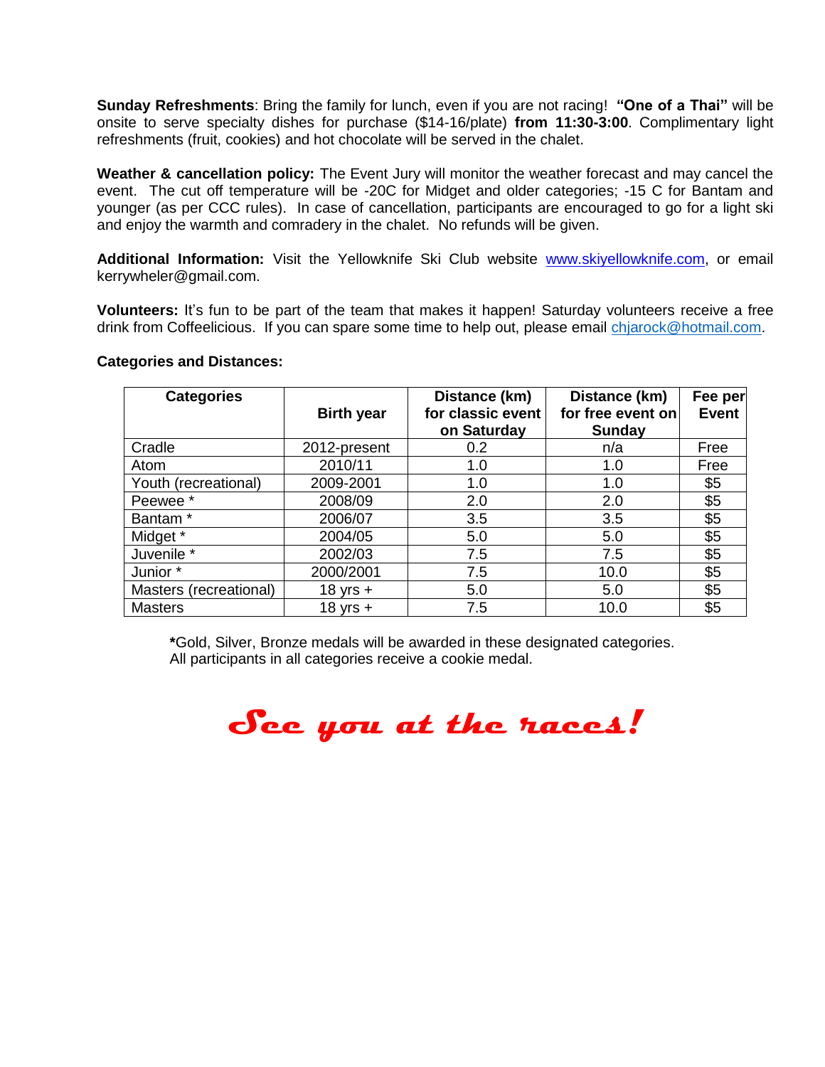**Sunday Refreshments**: Bring the family for lunch, even if you are not racing! **"One of a Thai"** will be onsite to serve specialty dishes for purchase ($14-16/plate) **from 11:30-3:00**. Complimentary light refreshments (fruit, cookies) and hot chocolate will be served in the chalet.

**Weather & cancellation policy:** The Event Jury will monitor the weather forecast and may cancel the event. The cut off temperature will be -20C for Midget and older categories; -15 C for Bantam and younger (as per CCC rules). In case of cancellation, participants are encouraged to go for a light ski and enjoy the warmth and comradery in the chalet. No refunds will be given.

**Additional Information:** Visit the Yellowknife Ski Club website www.skiyellowknife.com, or email kerrywheler@gmail.com.

**Volunteers:** It's fun to be part of the team that makes it happen! Saturday volunteers receive a free drink from Coffeelicious. If you can spare some time to help out, please email chjarock@hotmail.com.

**Categories and Distances:**

| Categories | Birth year | Distance (km) for classic event on Saturday | Distance (km) for free event on Sunday | Fee per Event |
|---|---|---|---|---|
| Cradle | 2012-present | 0.2 | n/a | Free |
| Atom | 2010/11 | 1.0 | 1.0 | Free |
| Youth (recreational) | 2009-2001 | 1.0 | 1.0 | $5 |
| Peewee * | 2008/09 | 2.0 | 2.0 | $5 |
| Bantam * | 2006/07 | 3.5 | 3.5 | $5 |
| Midget * | 2004/05 | 5.0 | 5.0 | $5 |
| Juvenile * | 2002/03 | 7.5 | 7.5 | $5 |
| Junior * | 2000/2001 | 7.5 | 10.0 | $5 |
| Masters (recreational) | 18 yrs + | 5.0 | 5.0 | $5 |
| Masters | 18 yrs + | 7.5 | 10.0 | $5 |

**\***Gold, Silver, Bronze medals will be awarded in these designated categories.
All participants in all categories receive a cookie medal.

***See you at the races!***